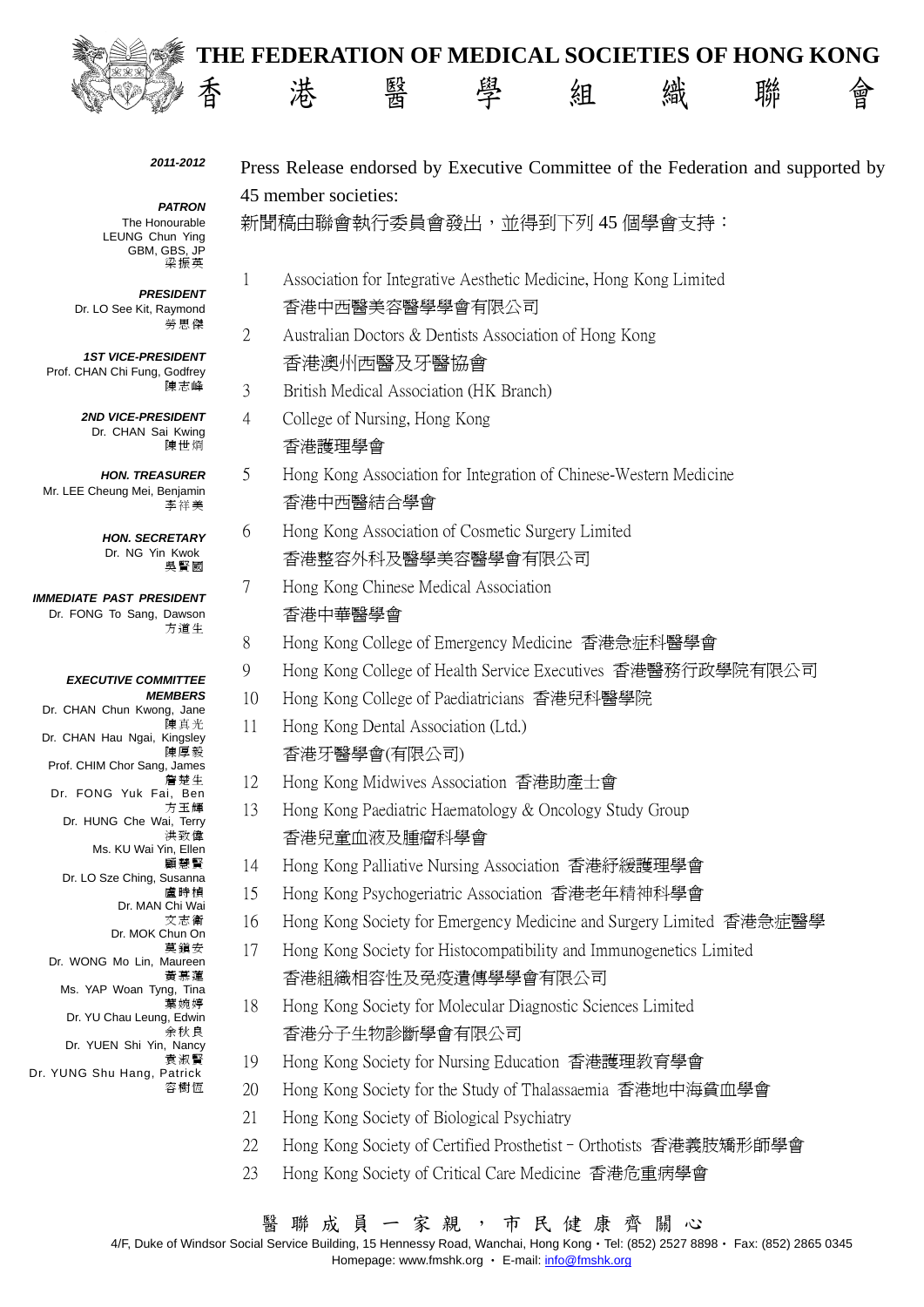# THE FEDERATION OF MEDICAL SOCIETIES OF HONG KONG
# 香港醫學組織聯會

**2011-2012**

***PATRON***
The Honourable LEUNG Chun Ying GBM, GBS, JP
梁振英

***PRESIDENT***
Dr. LO See Kit, Raymond
勞思傑

***1ST VICE-PRESIDENT***
Prof. CHAN Chi Fung, Godfrey
陳志峰

***2ND VICE-PRESIDENT***
Dr. CHAN Sai Kwing
陳世炯

***HON. TREASURER***
Mr. LEE Cheung Mei, Benjamin
李祥美

***HON. SECRETARY***
Dr. NG Yin Kwok
吳賢國

***IMMEDIATE PAST PRESIDENT***
Dr. FONG To Sang, Dawson
方道生

***EXECUTIVE COMMITTEE MEMBERS***
Dr. CHAN Chun Kwong, Jane 陳真光
Dr. CHAN Hau Ngai, Kingsley 陳厚毅
Prof. CHIM Chor Sang, James 詹楚生
Dr. FONG Yuk Fai, Ben 方玉輝
Dr. HUNG Che Wai, Terry 洪致偉
Ms. KU Wai Yin, Ellen 顧慧賢
Dr. LO Sze Ching, Susanna 盧時楨
Dr. MAN Chi Wai 文志衛
Dr. MOK Chun On 莫鎮安
Dr. WONG Mo Lin, Maureen 黃慕蓮
Ms. YAP Woan Tyng, Tina 葉婉婷
Dr. YU Chau Leung, Edwin 余秋良
Dr. YUEN Shi Yin, Nancy 袁淑賢
Dr. YUNG Shu Hang, Patrick 容樹恆

Press Release endorsed by Executive Committee of the Federation and supported by 45 member societies:

新聞稿由聯會執行委員會發出，並得到下列 45 個學會支持：

1. Association for Integrative Aesthetic Medicine, Hong Kong Limited
   香港中西醫美容醫學學會有限公司
2. Australian Doctors & Dentists Association of Hong Kong
   香港澳州西醫及牙醫協會
3. British Medical Association (HK Branch)
4. College of Nursing, Hong Kong
   香港護理學會
5. Hong Kong Association for Integration of Chinese-Western Medicine
   香港中西醫結合學會
6. Hong Kong Association of Cosmetic Surgery Limited
   香港整容外科及醫學美容醫學會有限公司
7. Hong Kong Chinese Medical Association
   香港中華醫學會
8. Hong Kong College of Emergency Medicine 香港急症科醫學會
9. Hong Kong College of Health Service Executives 香港醫務行政學院有限公司
10. Hong Kong College of Paediatricians 香港兒科醫學院
11. Hong Kong Dental Association (Ltd.)
    香港牙醫學會(有限公司)
12. Hong Kong Midwives Association 香港助產士會
13. Hong Kong Paediatric Haematology & Oncology Study Group
    香港兒童血液及腫瘤科學會
14. Hong Kong Palliative Nursing Association 香港紓緩護理學會
15. Hong Kong Psychogeriatric Association 香港老年精神科學會
16. Hong Kong Society for Emergency Medicine and Surgery Limited 香港急症醫學
17. Hong Kong Society for Histocompatibility and Immunogenetics Limited
    香港組織相容性及免疫遺傳學學會有限公司
18. Hong Kong Society for Molecular Diagnostic Sciences Limited
    香港分子生物診斷學會有限公司
19. Hong Kong Society for Nursing Education 香港護理教育學會
20. Hong Kong Society for the Study of Thalassaemia 香港地中海貧血學會
21. Hong Kong Society of Biological Psychiatry
22. Hong Kong Society of Certified Prosthetist–Orthotists 香港義肢矯形師學會
23. Hong Kong Society of Critical Care Medicine 香港危重病學會

醫 聯 成 員 一 家 親 ， 市 民 健 康 齊 關 心

4/F, Duke of Windsor Social Service Building, 15 Hennessy Road, Wanchai, Hong Kong • Tel: (852) 2527 8898 • Fax: (852) 2865 0345
Homepage: www.fmshk.org • E-mail: info@fmshk.org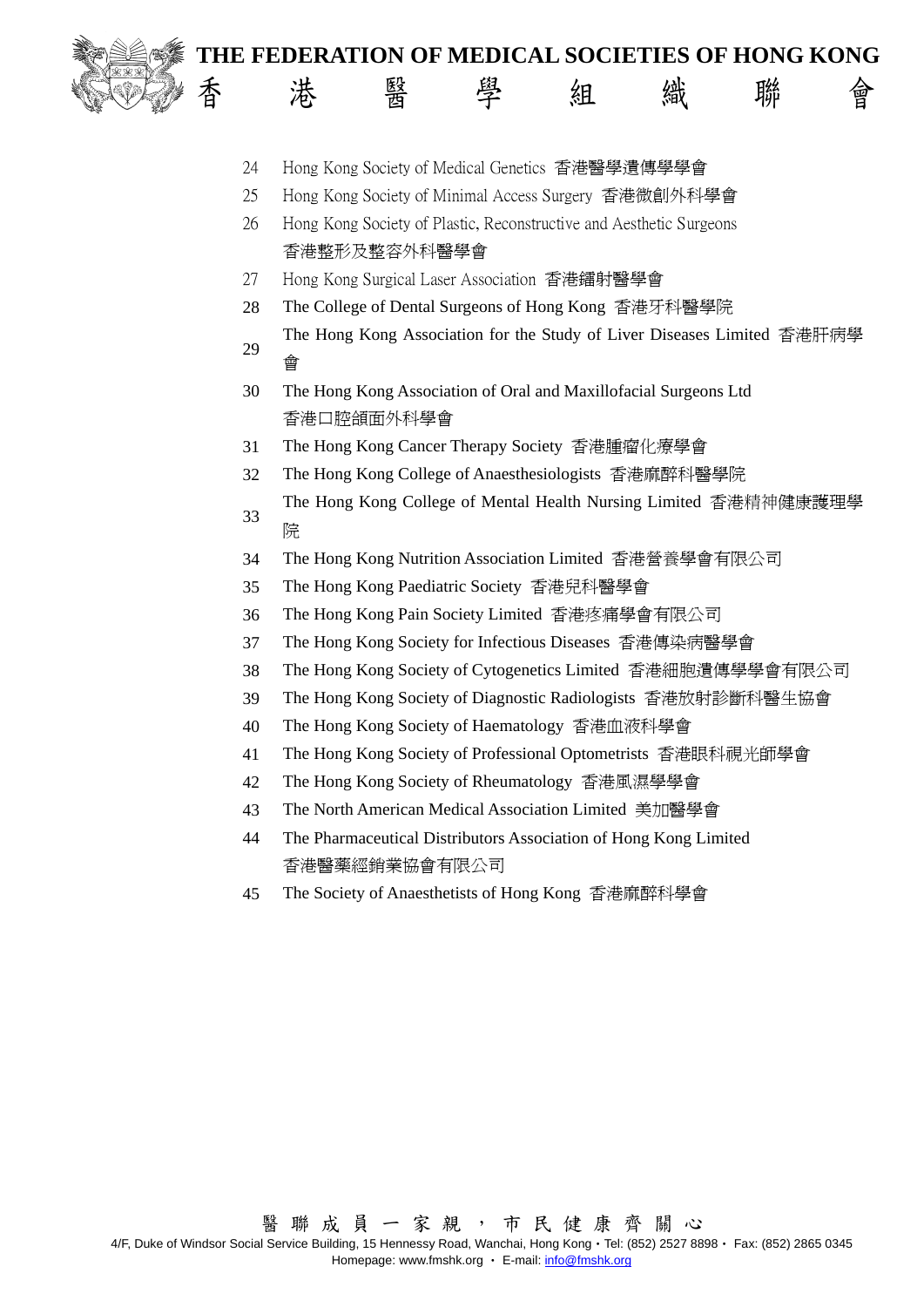24. Hong Kong Society of Medical Genetics 香港醫學遺傳學學會
25. Hong Kong Society of Minimal Access Surgery 香港微創外科學會
26. Hong Kong Society of Plastic, Reconstructive and Aesthetic Surgeons 香港整形及整容外科醫學會
27. Hong Kong Surgical Laser Association 香港鐳射醫學會
28. The College of Dental Surgeons of Hong Kong 香港牙科醫學院
29. The Hong Kong Association for the Study of Liver Diseases Limited 香港肝病學會
30. The Hong Kong Association of Oral and Maxillofacial Surgeons Ltd 香港口腔頜面外科學會
31. The Hong Kong Cancer Therapy Society 香港腫瘤化療學會
32. The Hong Kong College of Anaesthesiologists 香港麻醉科醫學院
33. The Hong Kong College of Mental Health Nursing Limited 香港精神健康護理學院
34. The Hong Kong Nutrition Association Limited 香港營養學會有限公司
35. The Hong Kong Paediatric Society 香港兒科醫學會
36. The Hong Kong Pain Society Limited 香港疼痛學會有限公司
37. The Hong Kong Society for Infectious Diseases 香港傳染病醫學會
38. The Hong Kong Society of Cytogenetics Limited 香港細胞遺傳學學會有限公司
39. The Hong Kong Society of Diagnostic Radiologists 香港放射診斷科醫生協會
40. The Hong Kong Society of Haematology 香港血液科學會
41. The Hong Kong Society of Professional Optometrists 香港眼科視光師學會
42. The Hong Kong Society of Rheumatology 香港風濕學學會
43. The North American Medical Association Limited 美加醫學會
44. The Pharmaceutical Distributors Association of Hong Kong Limited 香港醫藥經銷業協會有限公司
45. The Society of Anaesthetists of Hong Kong 香港麻醉科學會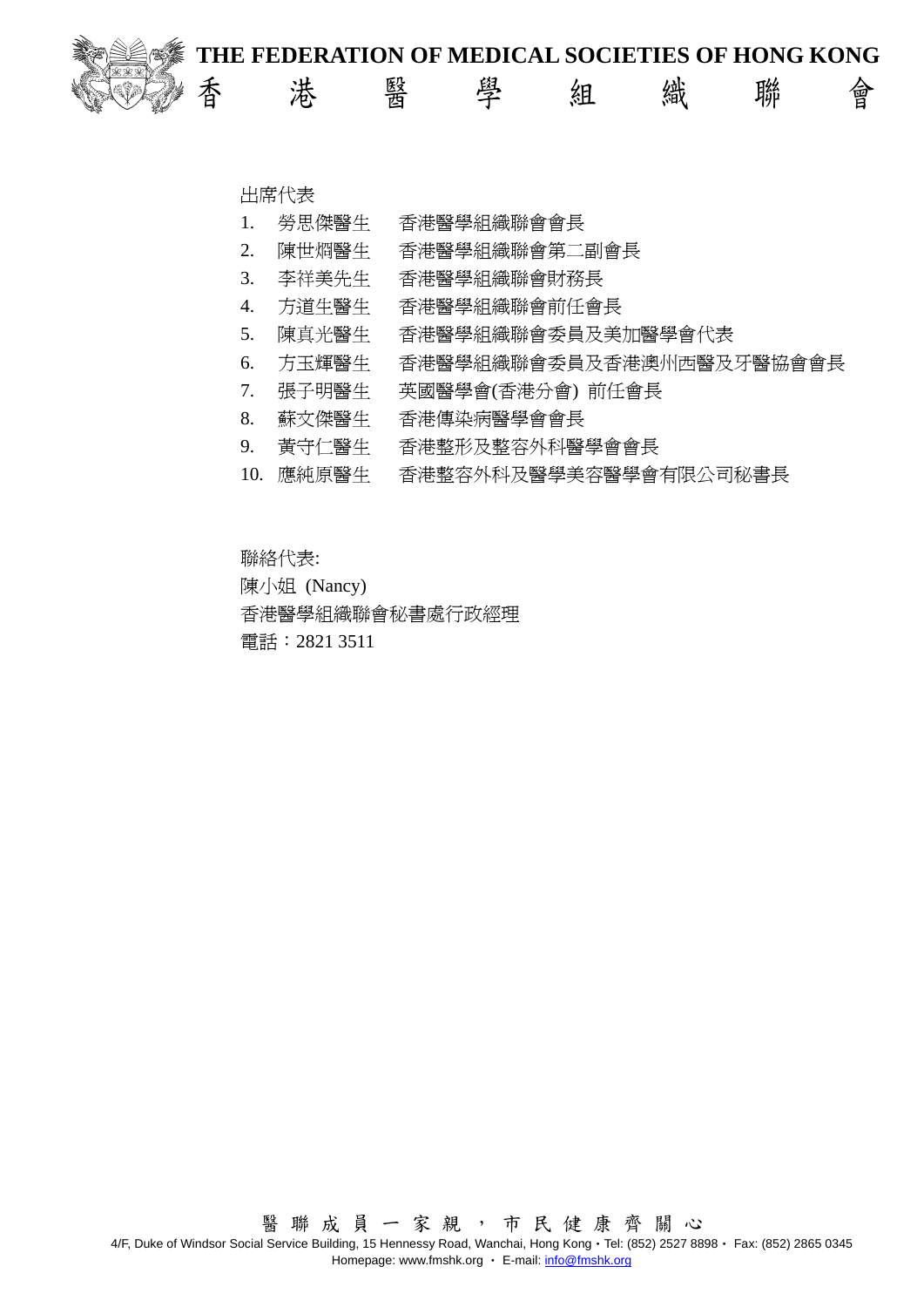出席代表

1. 勞思傑醫生　香港醫學組織聯會會長
2. 陳世炯醫生　香港醫學組織聯會第二副會長
3. 李祥美先生　香港醫學組織聯會財務長
4. 方道生醫生　香港醫學組織聯會前任會長
5. 陳真光醫生　香港醫學組織聯會委員及美加醫學會代表
6. 方玉輝醫生　香港醫學組織聯會委員及香港澳州西醫及牙醫協會會長
7. 張子明醫生　英國醫學會(香港分會) 前任會長
8. 蘇文傑醫生　香港傳染病醫學會會長
9. 黃守仁醫生　香港整形及整容外科醫學會會長
10. 應純原醫生　香港整容外科及醫學美容醫學會有限公司秘書長

聯絡代表:

陳小姐 (Nancy)

香港醫學組織聯會秘書處行政經理

電話：2821 3511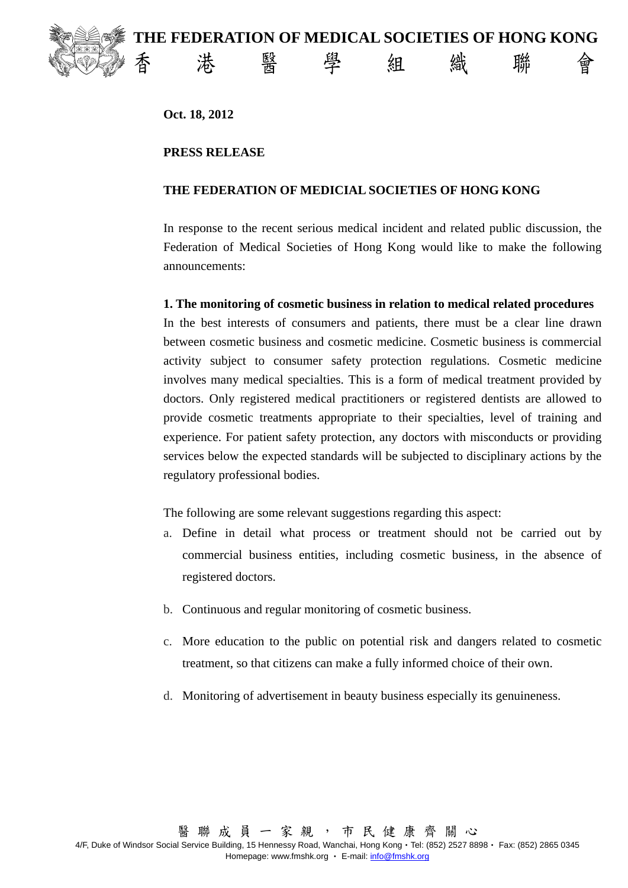**Oct. 18, 2012**

**PRESS RELEASE**

**THE FEDERATION OF MEDICIAL SOCIETIES OF HONG KONG**

In response to the recent serious medical incident and related public discussion, the Federation of Medical Societies of Hong Kong would like to make the following announcements:

**1. The monitoring of cosmetic business in relation to medical related procedures**

In the best interests of consumers and patients, there must be a clear line drawn between cosmetic business and cosmetic medicine. Cosmetic business is commercial activity subject to consumer safety protection regulations. Cosmetic medicine involves many medical specialties. This is a form of medical treatment provided by doctors. Only registered medical practitioners or registered dentists are allowed to provide cosmetic treatments appropriate to their specialties, level of training and experience. For patient safety protection, any doctors with misconducts or providing services below the expected standards will be subjected to disciplinary actions by the regulatory professional bodies.

The following are some relevant suggestions regarding this aspect:

a. Define in detail what process or treatment should not be carried out by commercial business entities, including cosmetic business, in the absence of registered doctors.

b. Continuous and regular monitoring of cosmetic business.

c. More education to the public on potential risk and dangers related to cosmetic treatment, so that citizens can make a fully informed choice of their own.

d. Monitoring of advertisement in beauty business especially its genuineness.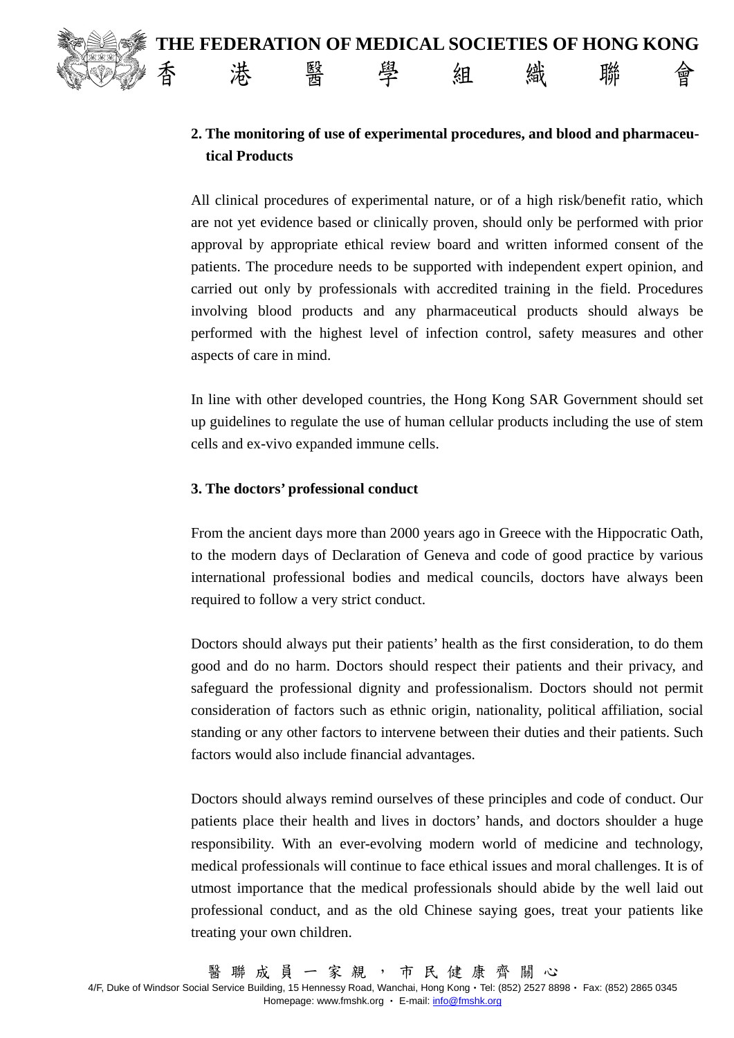## 2. The monitoring of use of experimental procedures, and blood and pharmaceutical Products

All clinical procedures of experimental nature, or of a high risk/benefit ratio, which are not yet evidence based or clinically proven, should only be performed with prior approval by appropriate ethical review board and written informed consent of the patients. The procedure needs to be supported with independent expert opinion, and carried out only by professionals with accredited training in the field. Procedures involving blood products and any pharmaceutical products should always be performed with the highest level of infection control, safety measures and other aspects of care in mind.

In line with other developed countries, the Hong Kong SAR Government should set up guidelines to regulate the use of human cellular products including the use of stem cells and ex-vivo expanded immune cells.

## 3. The doctors' professional conduct

From the ancient days more than 2000 years ago in Greece with the Hippocratic Oath, to the modern days of Declaration of Geneva and code of good practice by various international professional bodies and medical councils, doctors have always been required to follow a very strict conduct.

Doctors should always put their patients' health as the first consideration, to do them good and do no harm. Doctors should respect their patients and their privacy, and safeguard the professional dignity and professionalism. Doctors should not permit consideration of factors such as ethnic origin, nationality, political affiliation, social standing or any other factors to intervene between their duties and their patients. Such factors would also include financial advantages.

Doctors should always remind ourselves of these principles and code of conduct. Our patients place their health and lives in doctors' hands, and doctors shoulder a huge responsibility. With an ever-evolving modern world of medicine and technology, medical professionals will continue to face ethical issues and moral challenges. It is of utmost importance that the medical professionals should abide by the well laid out professional conduct, and as the old Chinese saying goes, treat your patients like treating your own children.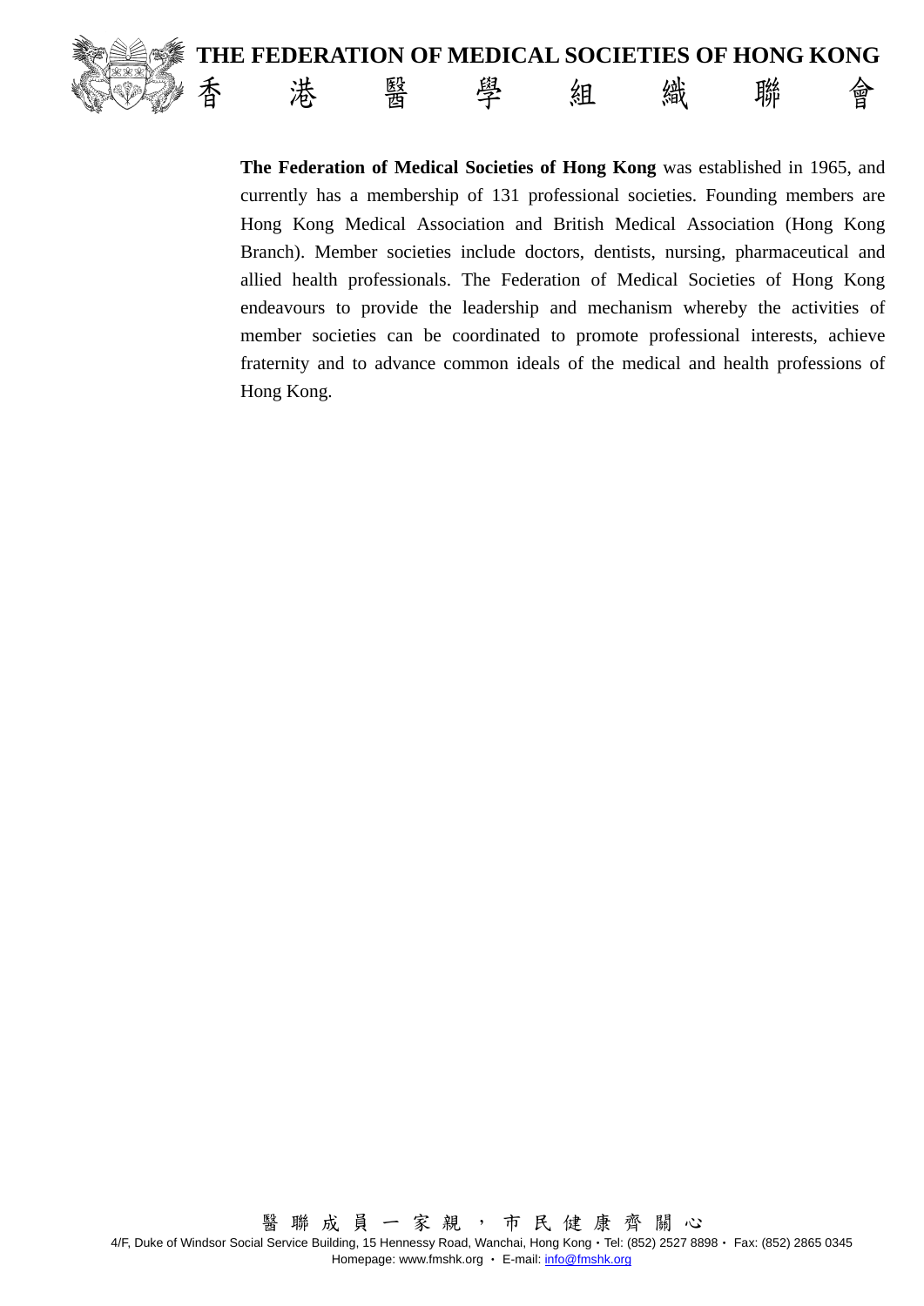# THE FEDERATION OF MEDICAL SOCIETIES OF HONG KONG

# 香　港　醫　學　組　織　聯　會

**The Federation of Medical Societies of Hong Kong** was established in 1965, and currently has a membership of 131 professional societies. Founding members are Hong Kong Medical Association and British Medical Association (Hong Kong Branch). Member societies include doctors, dentists, nursing, pharmaceutical and allied health professionals. The Federation of Medical Societies of Hong Kong endeavours to provide the leadership and mechanism whereby the activities of member societies can be coordinated to promote professional interests, achieve fraternity and to advance common ideals of the medical and health professions of Hong Kong.

醫 聯 成 員 一 家 親 ， 市 民 健 康 齊 關 心

4/F, Duke of Windsor Social Service Building, 15 Hennessy Road, Wanchai, Hong Kong・Tel: (852) 2527 8898・ Fax: (852) 2865 0345
Homepage: www.fmshk.org ・ E-mail: info@fmshk.org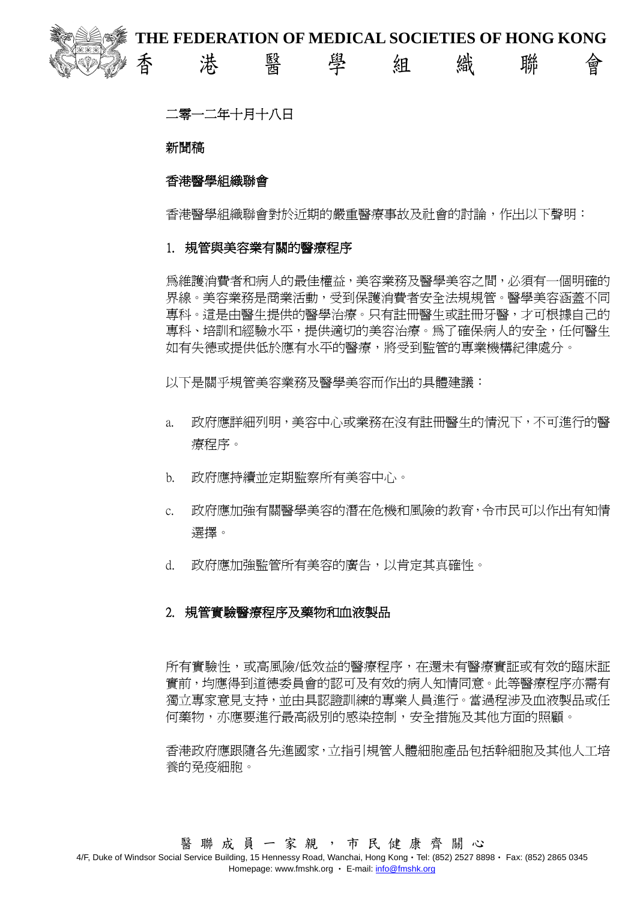二零一二年十月十八日

新聞稿

香港醫學組織聯會

香港醫學組織聯會對於近期的嚴重醫療事故及社會的討論，作出以下聲明：

## 1. 規管與美容業有關的醫療程序

爲維護消費者和病人的最佳權益，美容業務及醫學美容之間，必須有一個明確的界線。美容業務是商業活動，受到保護消費者安全法規規管。醫學美容涵蓋不同專科。這是由醫生提供的醫學治療。只有註冊醫生或註冊牙醫，才可根據自己的專科、培訓和經驗水平，提供適切的美容治療。爲了確保病人的安全，任何醫生如有失德或提供低於應有水平的醫療，將受到監管的專業機構紀律處分。

以下是關乎規管美容業務及醫學美容而作出的具體建議：

a. 政府應詳細列明，美容中心或業務在沒有註冊醫生的情況下，不可進行的醫療程序。

b. 政府應持續並定期監察所有美容中心。

c. 政府應加強有關醫學美容的潛在危機和風險的教育，令市民可以作出有知情選擇。

d. 政府應加強監管所有美容的廣告，以肯定其真確性。

## 2. 規管實驗醫療程序及藥物和血液製品

所有實驗性，或高風險/低效益的醫療程序，在還未有醫療實証或有效的臨床証實前，均應得到道德委員會的認可及有效的病人知情同意。此等醫療程序亦需有獨立專家意見支持，並由具認證訓練的專業人員進行。當過程涉及血液製品或任何藥物，亦應要進行最高級別的感染控制，安全措施及其他方面的照顧。

香港政府應跟隨各先進國家，立指引規管人體細胞產品包括幹細胞及其他人工培養的免疫細胞。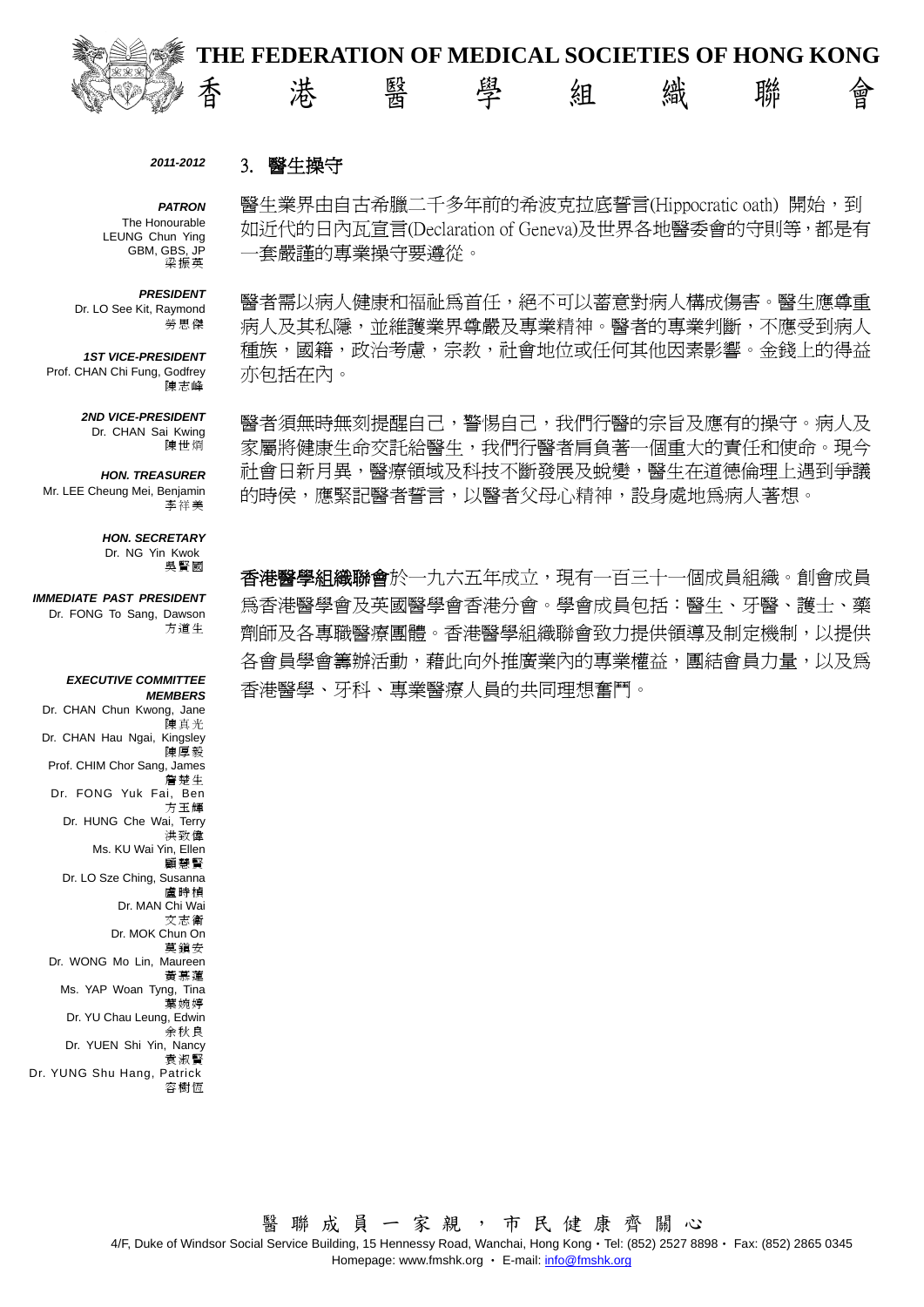# THE FEDERATION OF MEDICAL SOCIETIES OF HONG KONG
# 香港醫學組織聯會

*2011-2012*

***PATRON***
The Honourable LEUNG Chun Ying GBM, GBS, JP
梁振英

***PRESIDENT***
Dr. LO See Kit, Raymond
勞思傑

***1ST VICE-PRESIDENT***
Prof. CHAN Chi Fung, Godfrey
陳志峰

***2ND VICE-PRESIDENT***
Dr. CHAN Sai Kwing
陳世烱

***HON. TREASURER***
Mr. LEE Cheung Mei, Benjamin
李祥美

***HON. SECRETARY***
Dr. NG Yin Kwok
吳賢國

***IMMEDIATE PAST PRESIDENT***
Dr. FONG To Sang, Dawson
方道生

***EXECUTIVE COMMITTEE MEMBERS***
Dr. CHAN Chun Kwong, Jane 陳真光
Dr. CHAN Hau Ngai, Kingsley 陳厚毅
Prof. CHIM Chor Sang, James 詹楚生
Dr. FONG Yuk Fai, Ben 方玉輝
Dr. HUNG Che Wai, Terry 洪致偉
Ms. KU Wai Yin, Ellen 顧慧賢
Dr. LO Sze Ching, Susanna 盧時楨
Dr. MAN Chi Wai 文志衛
Dr. MOK Chun On 莫鎮安
Dr. WONG Mo Lin, Maureen 黃慕蓮
Ms. YAP Woan Tyng, Tina 葉婉婷
Dr. YU Chau Leung, Edwin 余秋良
Dr. YUEN Shi Yin, Nancy 袁淑賢
Dr. YUNG Shu Hang, Patrick 容樹恆

## 3. 醫生操守

醫生業界由自古希臘二千多年前的希波克拉底誓言(Hippocratic oath) 開始，到如近代的日內瓦宣言(Declaration of Geneva)及世界各地醫委會的守則等，都是有一套嚴謹的專業操守要遵從。

醫者需以病人健康和福祉為首任，絕不可以蓄意對病人構成傷害。醫生應尊重病人及其私隱，並維護業界尊嚴及專業精神。醫者的專業判斷，不應受到病人種族，國籍，政治考慮，宗教，社會地位或任何其他因素影響。金錢上的得益亦包括在內。

醫者須無時無刻提醒自己，警惕自己，我們行醫的宗旨及應有的操守。病人及家屬將健康生命交託給醫生，我們行醫者肩負著一個重大的責任和使命。現今社會日新月異，醫療領域及科技不斷發展及蛻變，醫生在道德倫理上遇到爭議的時侯，應緊記醫者誓言，以醫者父母心精神，設身處地為病人著想。

**香港醫學組織聯會**於一九六五年成立，現有一百三十一個成員組織。創會成員為香港醫學會及英國醫學會香港分會。學會成員包括：醫生、牙醫、護士、藥劑師及各專職醫療團體。香港醫學組織聯會致力提供領導及制定機制，以提供各會員學會籌辦活動，藉此向外推廣業內的專業權益，團結會員力量，以及為香港醫學、牙科、專業醫療人員的共同理想奮鬥。

醫 聯 成 員 一 家 親 ， 市 民 健 康 齊 關 心

4/F, Duke of Windsor Social Service Building, 15 Hennessy Road, Wanchai, Hong Kong • Tel: (852) 2527 8898 • Fax: (852) 2865 0345
Homepage: www.fmshk.org • E-mail: info@fmshk.org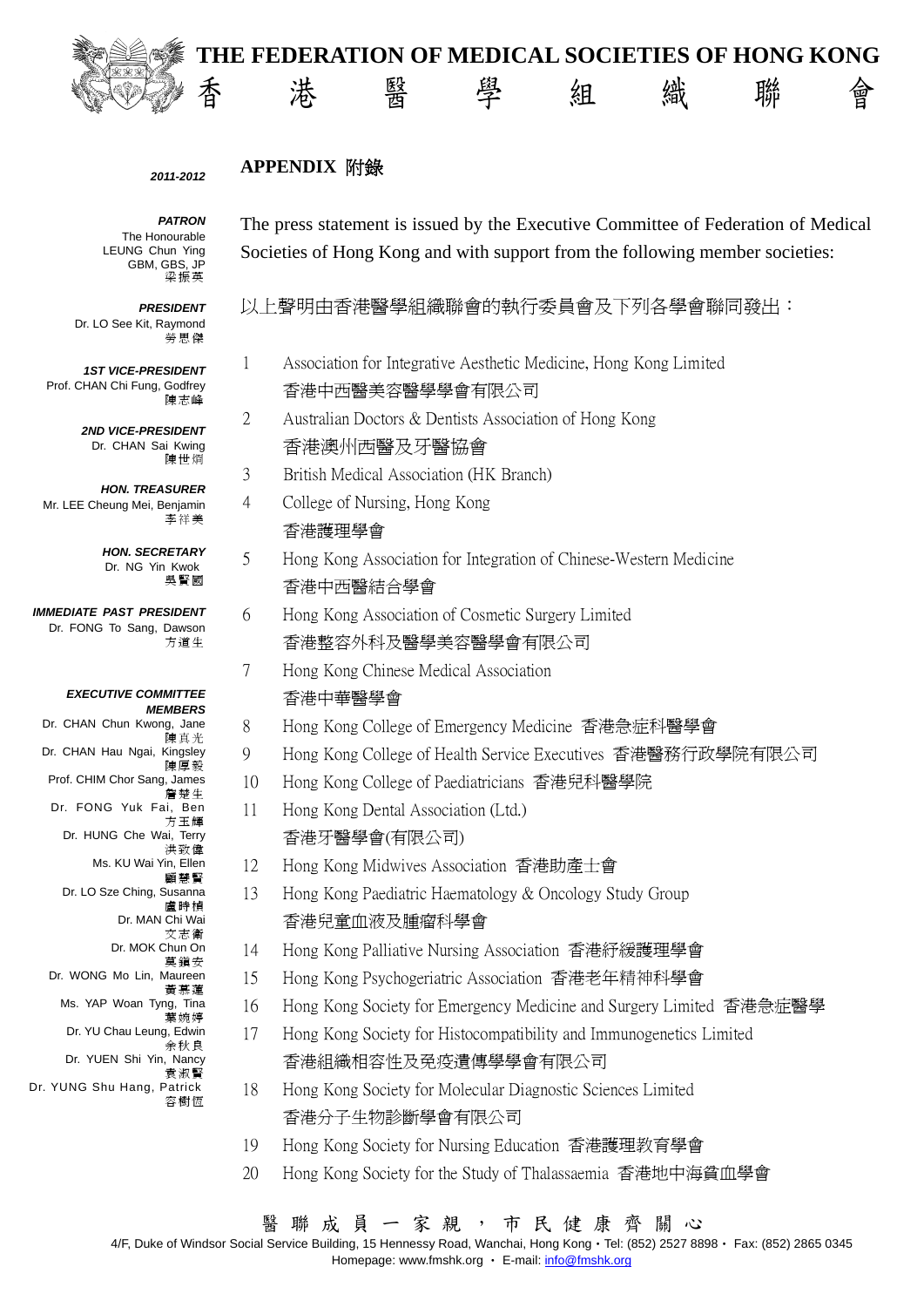# THE FEDERATION OF MEDICAL SOCIETIES OF HONG KONG
# 香 港 醫 學 組 織 聯 會

*2011-2012*

***PATRON***
The Honourable
LEUNG Chun Ying
GBM, GBS, JP
梁振英

***PRESIDENT***
Dr. LO See Kit, Raymond
勞思傑

***1ST VICE-PRESIDENT***
Prof. CHAN Chi Fung, Godfrey
陳志峰

***2ND VICE-PRESIDENT***
Dr. CHAN Sai Kwing
陳世炯

***HON. TREASURER***
Mr. LEE Cheung Mei, Benjamin
李祥美

***HON. SECRETARY***
Dr. NG Yin Kwok
吳賢國

***IMMEDIATE PAST PRESIDENT***
Dr. FONG To Sang, Dawson
方道生

***EXECUTIVE COMMITTEE MEMBERS***
Dr. CHAN Chun Kwong, Jane 陳真光
Dr. CHAN Hau Ngai, Kingsley 陳厚毅
Prof. CHIM Chor Sang, James 詹楚生
Dr. FONG Yuk Fai, Ben 方玉輝
Dr. HUNG Che Wai, Terry 洪致偉
Ms. KU Wai Yin, Ellen 顧慧賢
Dr. LO Sze Ching, Susanna 盧時楨
Dr. MAN Chi Wai 文志衛
Dr. MOK Chun On 莫鎮安
Dr. WONG Mo Lin, Maureen 黃慕蓮
Ms. YAP Woan Tyng, Tina 葉婉婷
Dr. YU Chau Leung, Edwin 余秋良
Dr. YUEN Shi Yin, Nancy 袁淑賢
Dr. YUNG Shu Hang, Patrick 容樹恆

## APPENDIX 附錄

The press statement is issued by the Executive Committee of Federation of Medical Societies of Hong Kong and with support from the following member societies:

以上聲明由香港醫學組織聯會的執行委員會及下列各學會聯同發出：

1. Association for Integrative Aesthetic Medicine, Hong Kong Limited
   香港中西醫美容醫學學會有限公司
2. Australian Doctors & Dentists Association of Hong Kong
   香港澳州西醫及牙醫協會
3. British Medical Association (HK Branch)
4. College of Nursing, Hong Kong
   香港護理學會
5. Hong Kong Association for Integration of Chinese-Western Medicine
   香港中西醫結合學會
6. Hong Kong Association of Cosmetic Surgery Limited
   香港整容外科及醫學美容醫學會有限公司
7. Hong Kong Chinese Medical Association
   香港中華醫學會
8. Hong Kong College of Emergency Medicine 香港急症科醫學會
9. Hong Kong College of Health Service Executives 香港醫務行政學院有限公司
10. Hong Kong College of Paediatricians 香港兒科醫學院
11. Hong Kong Dental Association (Ltd.)
    香港牙醫學會(有限公司)
12. Hong Kong Midwives Association 香港助產士會
13. Hong Kong Paediatric Haematology & Oncology Study Group
    香港兒童血液及腫瘤科學會
14. Hong Kong Palliative Nursing Association 香港紓緩護理學會
15. Hong Kong Psychogeriatric Association 香港老年精神科學會
16. Hong Kong Society for Emergency Medicine and Surgery Limited 香港急症醫學
17. Hong Kong Society for Histocompatibility and Immunogenetics Limited
    香港組織相容性及免疫遺傳學學會有限公司
18. Hong Kong Society for Molecular Diagnostic Sciences Limited
    香港分子生物診斷學會有限公司
19. Hong Kong Society for Nursing Education 香港護理教育學會
20. Hong Kong Society for the Study of Thalassaemia 香港地中海貧血學會

醫 聯 成 員 一 家 親 ， 市 民 健 康 齊 關 心

4/F, Duke of Windsor Social Service Building, 15 Hennessy Road, Wanchai, Hong Kong・Tel: (852) 2527 8898・ Fax: (852) 2865 0345
Homepage: www.fmshk.org ・ E-mail: info@fmshk.org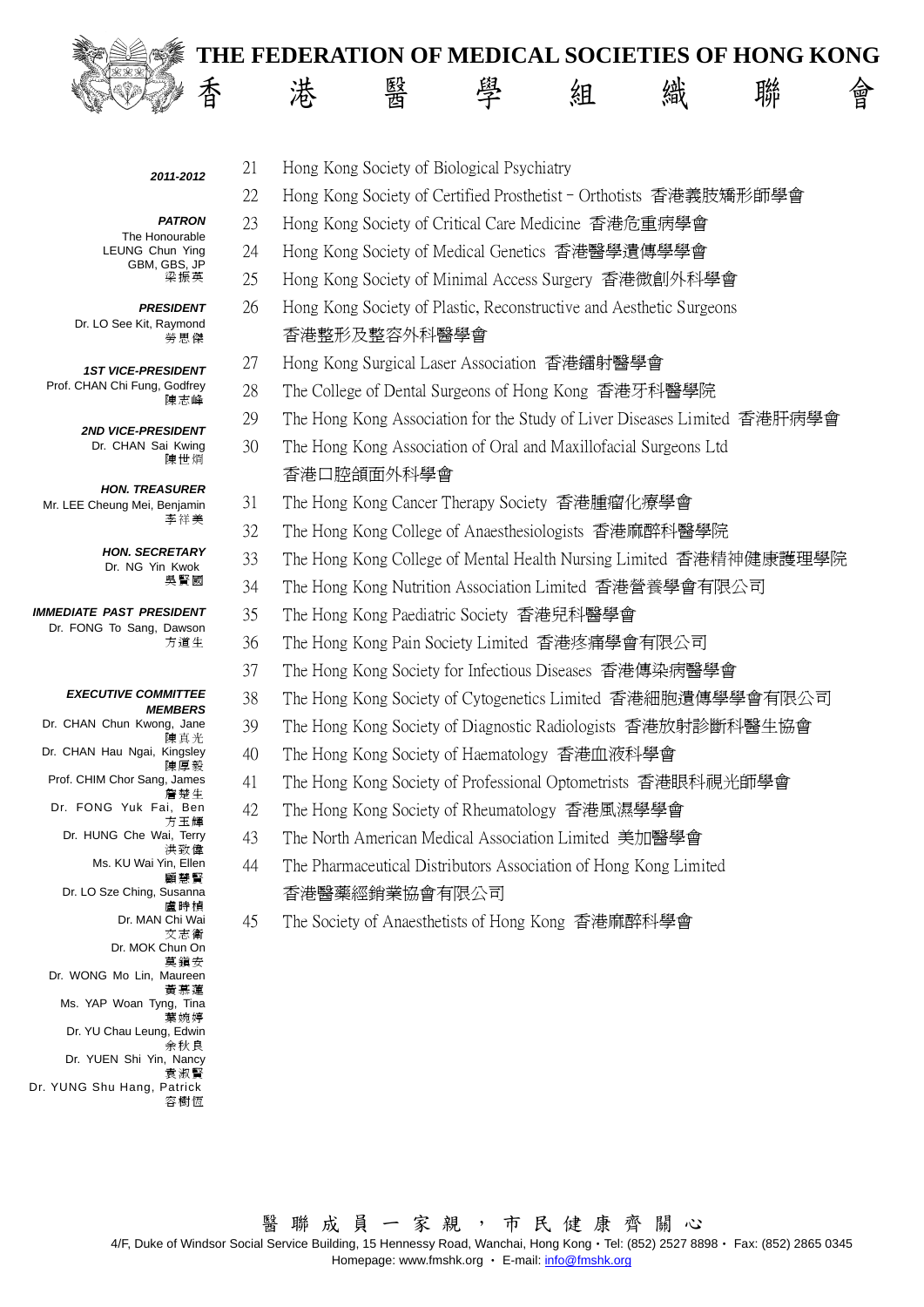# THE FEDERATION OF MEDICAL SOCIETIES OF HONG KONG
# 香港醫學組織聯會

***2011-2012***

***PATRON***
The Honourable LEUNG Chun Ying GBM, GBS, JP
梁振英

***PRESIDENT***
Dr. LO See Kit, Raymond
勞思傑

***1ST VICE-PRESIDENT***
Prof. CHAN Chi Fung, Godfrey
陳志峰

***2ND VICE-PRESIDENT***
Dr. CHAN Sai Kwing
陳世炯

***HON. TREASURER***
Mr. LEE Cheung Mei, Benjamin
李祥美

***HON. SECRETARY***
Dr. NG Yin Kwok
吳賢國

***IMMEDIATE PAST PRESIDENT***
Dr. FONG To Sang, Dawson
方道生

***EXECUTIVE COMMITTEE MEMBERS***
Dr. CHAN Chun Kwong, Jane 陳真光
Dr. CHAN Hau Ngai, Kingsley 陳厚毅
Prof. CHIM Chor Sang, James 詹楚生
Dr. FONG Yuk Fai, Ben 方玉輝
Dr. HUNG Che Wai, Terry 洪致偉
Ms. KU Wai Yin, Ellen 顧慧賢
Dr. LO Sze Ching, Susanna 盧時楨
Dr. MAN Chi Wai 文志衛
Dr. MOK Chun On 莫鎮安
Dr. WONG Mo Lin, Maureen 黃慕蓮
Ms. YAP Woan Tyng, Tina 葉婉婷
Dr. YU Chau Leung, Edwin 余秋良
Dr. YUEN Shi Yin, Nancy 袁淑賢
Dr. YUNG Shu Hang, Patrick 容樹恆

21. Hong Kong Society of Biological Psychiatry
22. Hong Kong Society of Certified Prosthetist - Orthotists 香港義肢矯形師學會
23. Hong Kong Society of Critical Care Medicine 香港危重病學會
24. Hong Kong Society of Medical Genetics 香港醫學遺傳學學會
25. Hong Kong Society of Minimal Access Surgery 香港微創外科學會
26. Hong Kong Society of Plastic, Reconstructive and Aesthetic Surgeons 香港整形及整容外科醫學會
27. Hong Kong Surgical Laser Association 香港鐳射醫學會
28. The College of Dental Surgeons of Hong Kong 香港牙科醫學院
29. The Hong Kong Association for the Study of Liver Diseases Limited 香港肝病學會
30. The Hong Kong Association of Oral and Maxillofacial Surgeons Ltd 香港口腔頜面外科學會
31. The Hong Kong Cancer Therapy Society 香港腫瘤化療學會
32. The Hong Kong College of Anaesthesiologists 香港麻醉科醫學院
33. The Hong Kong College of Mental Health Nursing Limited 香港精神健康護理學院
34. The Hong Kong Nutrition Association Limited 香港營養學會有限公司
35. The Hong Kong Paediatric Society 香港兒科醫學會
36. The Hong Kong Pain Society Limited 香港疼痛學會有限公司
37. The Hong Kong Society for Infectious Diseases 香港傳染病醫學會
38. The Hong Kong Society of Cytogenetics Limited 香港細胞遺傳學學會有限公司
39. The Hong Kong Society of Diagnostic Radiologists 香港放射診斷科醫生協會
40. The Hong Kong Society of Haematology 香港血液科學會
41. The Hong Kong Society of Professional Optometrists 香港眼科視光師學會
42. The Hong Kong Society of Rheumatology 香港風濕學學會
43. The North American Medical Association Limited 美加醫學會
44. The Pharmaceutical Distributors Association of Hong Kong Limited 香港醫藥經銷業協會有限公司
45. The Society of Anaesthetists of Hong Kong 香港麻醉科學會

醫 聯 成 員 一 家 親 ， 市 民 健 康 齊 關 心

4/F, Duke of Windsor Social Service Building, 15 Hennessy Road, Wanchai, Hong Kong • Tel: (852) 2527 8898 • Fax: (852) 2865 0345
Homepage: www.fmshk.org • E-mail: info@fmshk.org